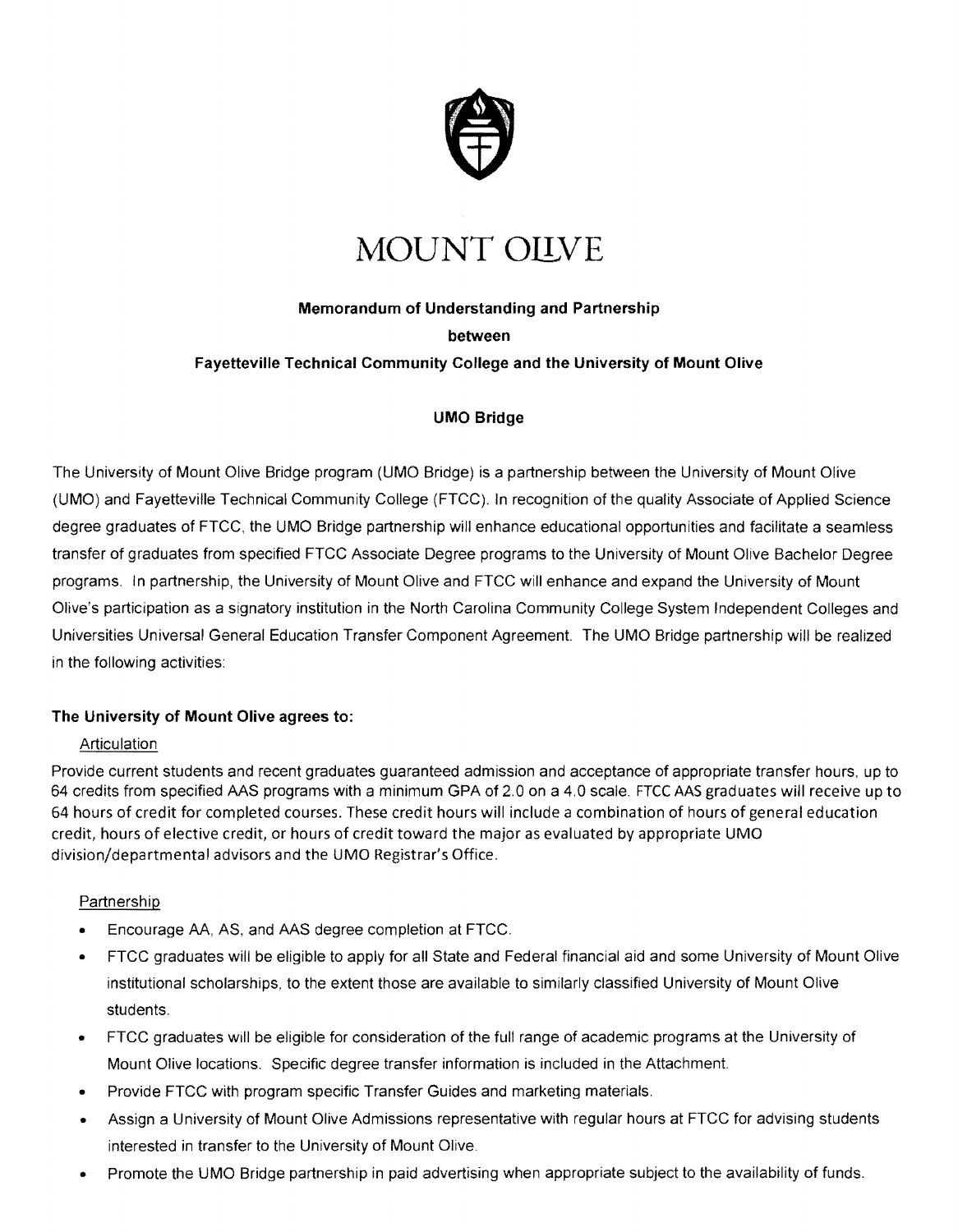# MOUNT OLIVE

**Memorandum of Understanding and Partnership**
**between**
**Fayetteville Technical Community College and the University of Mount Olive**

**UMO Bridge**

The University of Mount Olive Bridge program (UMO Bridge) is a partnership between the University of Mount Olive (UMO) and Fayetteville Technical Community College (FTCC). In recognition of the quality Associate of Applied Science degree graduates of FTCC, the UMO Bridge partnership will enhance educational opportunities and facilitate a seamless transfer of graduates from specified FTCC Associate Degree programs to the University of Mount Olive Bachelor Degree programs. In partnership, the University of Mount Olive and FTCC will enhance and expand the University of Mount Olive's participation as a signatory institution in the North Carolina Community College System Independent Colleges and Universities Universal General Education Transfer Component Agreement. The UMO Bridge partnership will be realized in the following activities:

**The University of Mount Olive agrees to:**

Articulation

Provide current students and recent graduates guaranteed admission and acceptance of appropriate transfer hours, up to 64 credits from specified AAS programs with a minimum GPA of 2.0 on a 4.0 scale. FTCC AAS graduates will receive up to 64 hours of credit for completed courses. These credit hours will include a combination of hours of general education credit, hours of elective credit, or hours of credit toward the major as evaluated by appropriate UMO division/departmental advisors and the UMO Registrar's Office.

Partnership

- Encourage AA, AS, and AAS degree completion at FTCC.
- FTCC graduates will be eligible to apply for all State and Federal financial aid and some University of Mount Olive institutional scholarships, to the extent those are available to similarly classified University of Mount Olive students.
- FTCC graduates will be eligible for consideration of the full range of academic programs at the University of Mount Olive locations. Specific degree transfer information is included in the Attachment.
- Provide FTCC with program specific Transfer Guides and marketing materials.
- Assign a University of Mount Olive Admissions representative with regular hours at FTCC for advising students interested in transfer to the University of Mount Olive.
- Promote the UMO Bridge partnership in paid advertising when appropriate subject to the availability of funds.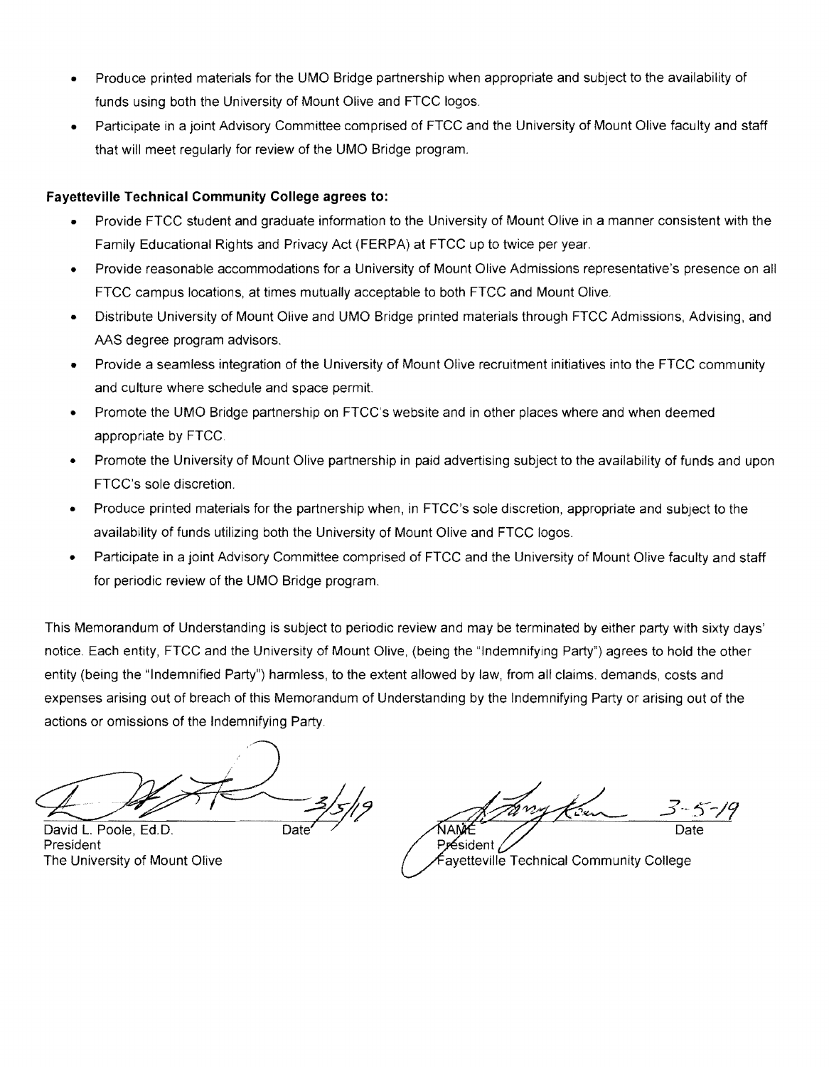- Produce printed materials for the UMO Bridge partnership when appropriate and subject to the availability of funds using both the University of Mount Olive and FTCC logos.
- Participate in a joint Advisory Committee comprised of FTCC and the University of Mount Olive faculty and staff that will meet regularly for review of the UMO Bridge program.

**Fayetteville Technical Community College agrees to:**

- Provide FTCC student and graduate information to the University of Mount Olive in a manner consistent with the Family Educational Rights and Privacy Act (FERPA) at FTCC up to twice per year.
- Provide reasonable accommodations for a University of Mount Olive Admissions representative's presence on all FTCC campus locations, at times mutually acceptable to both FTCC and Mount Olive.
- Distribute University of Mount Olive and UMO Bridge printed materials through FTCC Admissions, Advising, and AAS degree program advisors.
- Provide a seamless integration of the University of Mount Olive recruitment initiatives into the FTCC community and culture where schedule and space permit.
- Promote the UMO Bridge partnership on FTCC's website and in other places where and when deemed appropriate by FTCC.
- Promote the University of Mount Olive partnership in paid advertising subject to the availability of funds and upon FTCC's sole discretion.
- Produce printed materials for the partnership when, in FTCC's sole discretion, appropriate and subject to the availability of funds utilizing both the University of Mount Olive and FTCC logos.
- Participate in a joint Advisory Committee comprised of FTCC and the University of Mount Olive faculty and staff for periodic review of the UMO Bridge program.

This Memorandum of Understanding is subject to periodic review and may be terminated by either party with sixty days' notice. Each entity, FTCC and the University of Mount Olive, (being the "Indemnifying Party") agrees to hold the other entity (being the "Indemnified Party") harmless, to the extent allowed by law, from all claims, demands, costs and expenses arising out of breach of this Memorandum of Understanding by the Indemnifying Party or arising out of the actions or omissions of the Indemnifying Party.

| | |
|---|---|
| 3/5/19 | 3-5-19 |
| David L. Poole, Ed.D. Date | NAME Date |
| President | President |
| The University of Mount Olive | Fayetteville Technical Community College |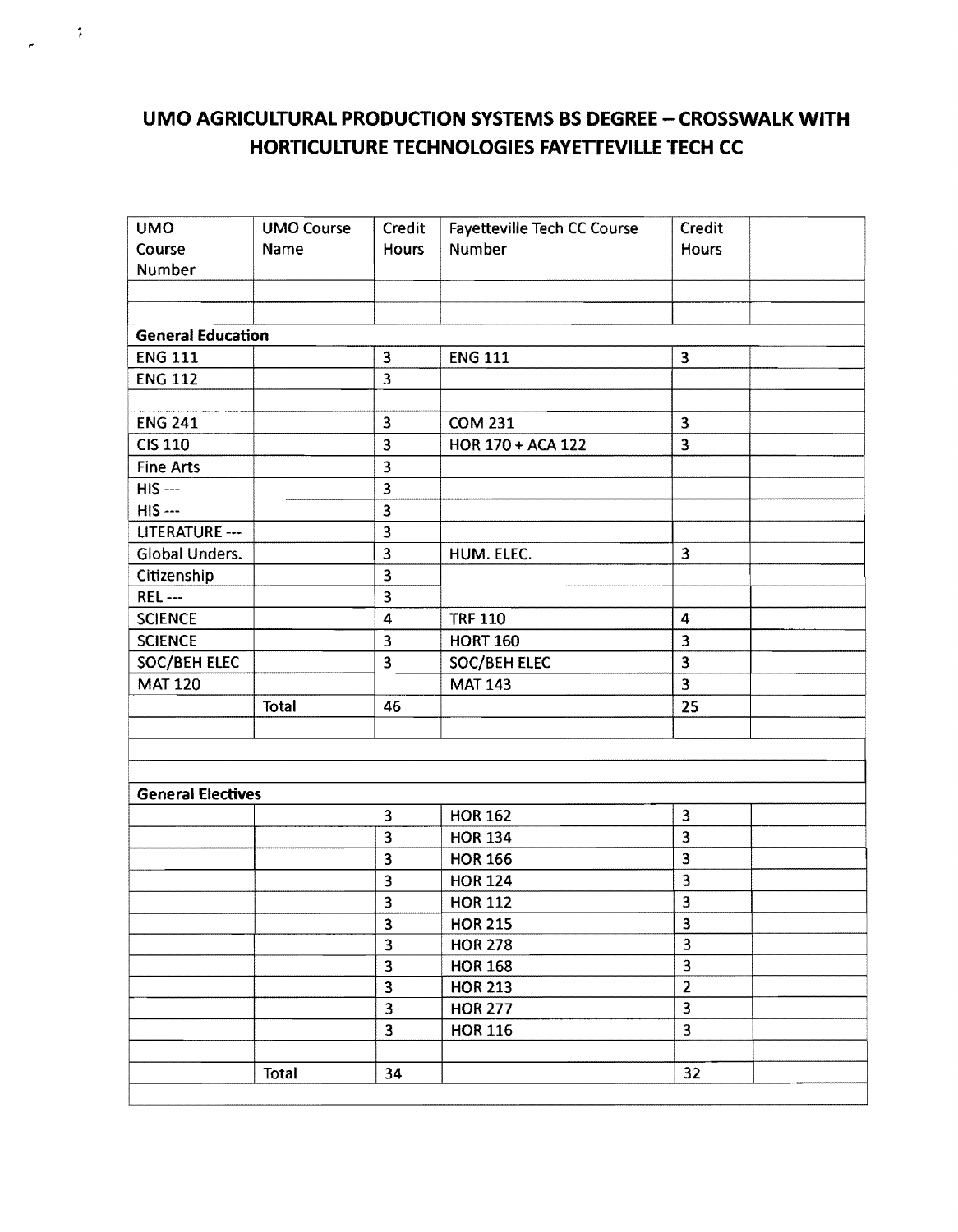## UMO AGRICULTURAL PRODUCTION SYSTEMS BS DEGREE – CROSSWALK WITH HORTICULTURE TECHNOLOGIES FAYETTEVILLE TECH CC

| UMO Course Number | UMO Course Name | Credit Hours | Fayetteville Tech CC Course Number | Credit Hours | |
|---|---|---|---|---|---|
| | | | | | |
| | | | | | |
| **General Education** | | | | | |
| ENG 111 | | 3 | ENG 111 | 3 | |
| ENG 112 | | 3 | | | |
| | | | | | |
| ENG 241 | | 3 | COM 231 | 3 | |
| CIS 110 | | 3 | HOR 170 + ACA 122 | 3 | |
| Fine Arts | | 3 | | | |
| HIS --- | | 3 | | | |
| HIS --- | | 3 | | | |
| LITERATURE --- | | 3 | | | |
| Global Unders. | | 3 | HUM. ELEC. | 3 | |
| Citizenship | | 3 | | | |
| REL --- | | 3 | | | |
| SCIENCE | | 4 | TRF 110 | 4 | |
| SCIENCE | | 3 | HORT 160 | 3 | |
| SOC/BEH ELEC | | 3 | SOC/BEH ELEC | 3 | |
| MAT 120 | | | MAT 143 | 3 | |
| | Total | 46 | | 25 | |
| | | | | | |
| | | | | | |
| | | | | | |
| **General Electives** | | | | | |
| | | 3 | HOR 162 | 3 | |
| | | 3 | HOR 134 | 3 | |
| | | 3 | HOR 166 | 3 | |
| | | 3 | HOR 124 | 3 | |
| | | 3 | HOR 112 | 3 | |
| | | 3 | HOR 215 | 3 | |
| | | 3 | HOR 278 | 3 | |
| | | 3 | HOR 168 | 3 | |
| | | 3 | HOR 213 | 2 | |
| | | 3 | HOR 277 | 3 | |
| | | 3 | HOR 116 | 3 | |
| | | | | | |
| | Total | 34 | | 32 | |
| | | | | | |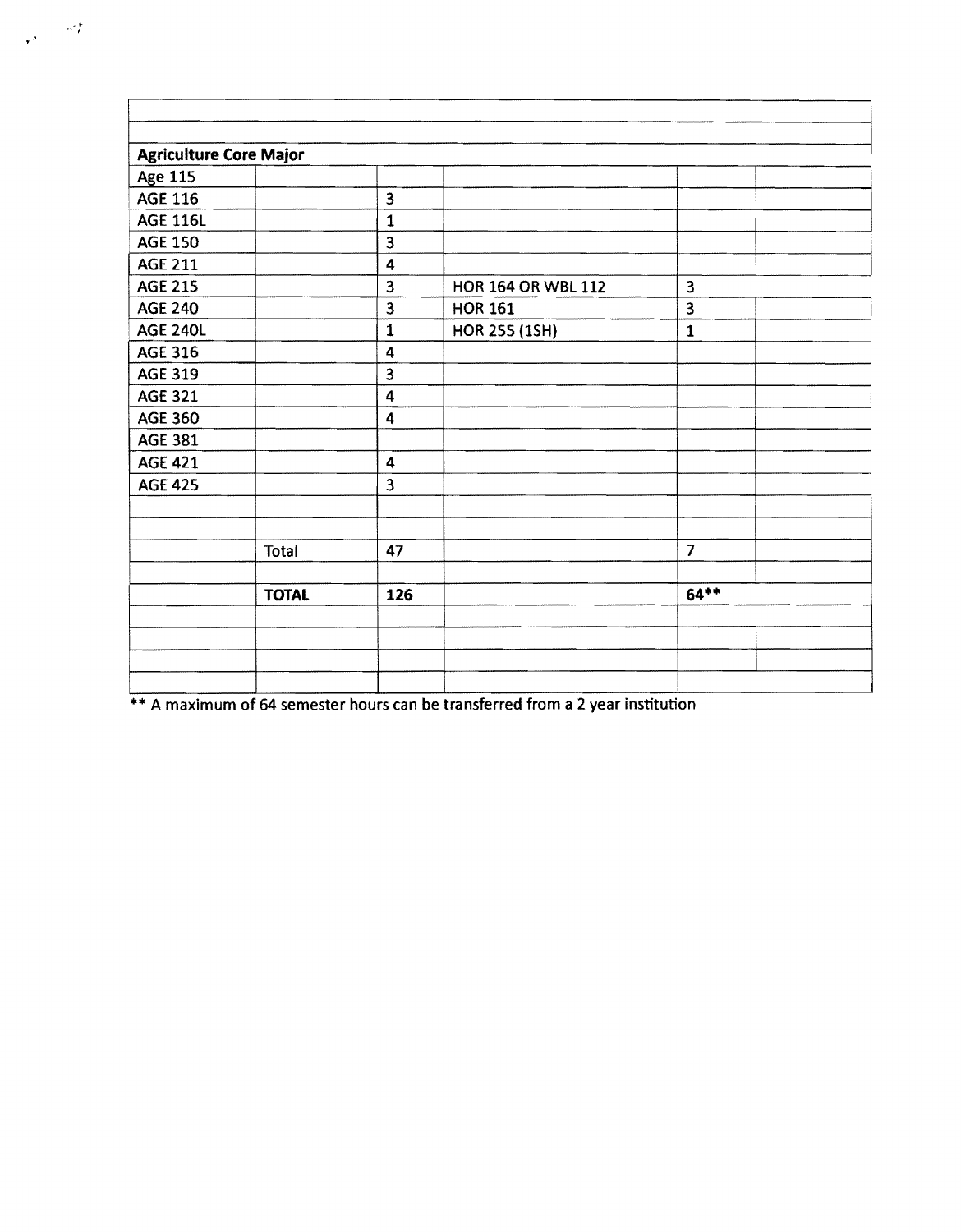| | | | | | |
|---|---|---|---|---|---|
| | | | | | |
| | | | | | |
| **Agriculture Core Major** | | | | | |
| Age 115 | | | | | |
| AGE 116 | | 3 | | | |
| AGE 116L | | 1 | | | |
| AGE 150 | | 3 | | | |
| AGE 211 | | 4 | | | |
| AGE 215 | | 3 | HOR 164 OR WBL 112 | 3 | |
| AGE 240 | | 3 | HOR 161 | 3 | |
| AGE 240L | | 1 | HOR 255 (1SH) | 1 | |
| AGE 316 | | 4 | | | |
| AGE 319 | | 3 | | | |
| AGE 321 | | 4 | | | |
| AGE 360 | | 4 | | | |
| AGE 381 | | | | | |
| AGE 421 | | 4 | | | |
| AGE 425 | | 3 | | | |
| | | | | | |
| | | | | | |
| | Total | 47 | | 7 | |
| | | | | | |
| | **TOTAL** | **126** | | **64\*\*** | |
| | | | | | |
| | | | | | |
| | | | | | |
| | | | | | |

** A maximum of 64 semester hours can be transferred from a 2 year institution